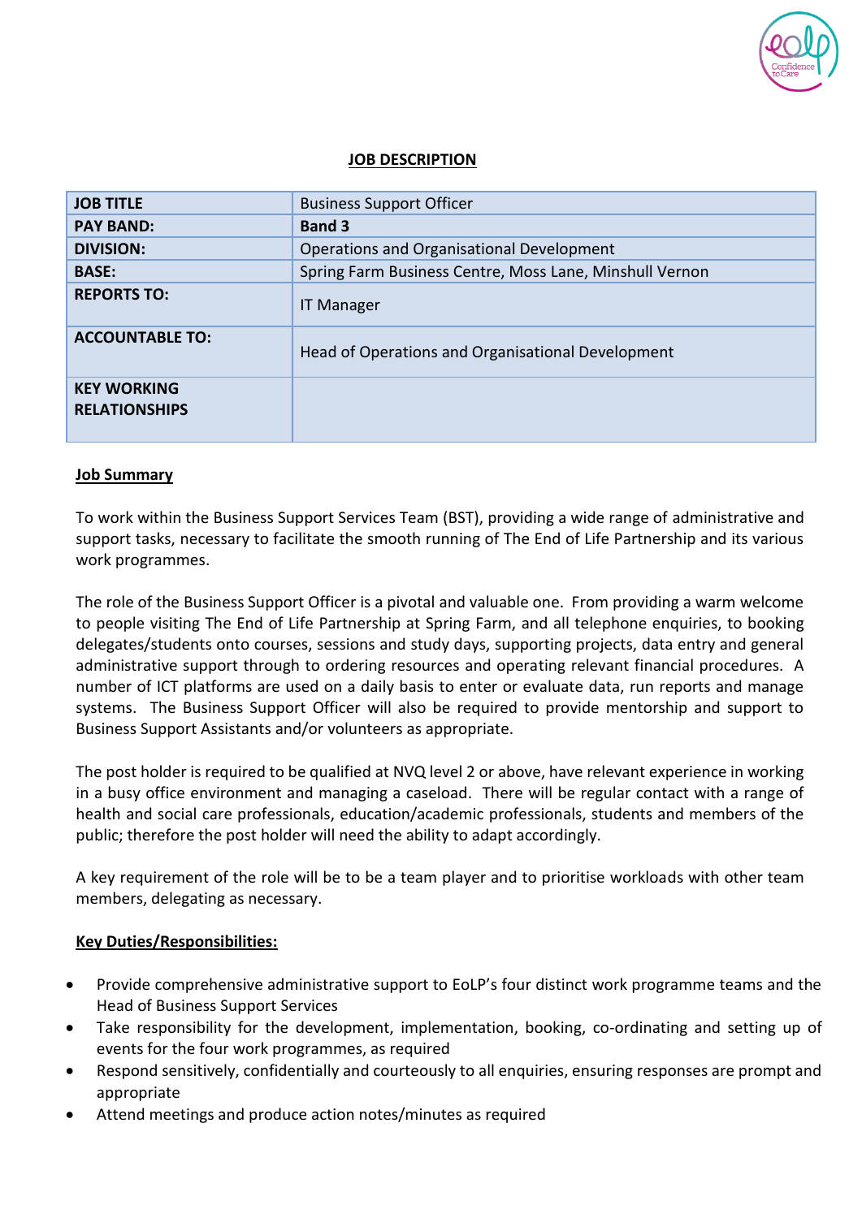# JOB DESCRIPTION

| JOB TITLE | Business Support Officer |
| --- | --- |
| PAY BAND: | **Band 3** |
| DIVISION: | Operations and Organisational Development |
| BASE: | Spring Farm Business Centre, Moss Lane, Minshull Vernon |
| REPORTS TO: | IT Manager |
| ACCOUNTABLE TO: | Head of Operations and Organisational Development |
| KEY WORKING RELATIONSHIPS | |

## Job Summary

To work within the Business Support Services Team (BST), providing a wide range of administrative and support tasks, necessary to facilitate the smooth running of The End of Life Partnership and its various work programmes.

The role of the Business Support Officer is a pivotal and valuable one. From providing a warm welcome to people visiting The End of Life Partnership at Spring Farm, and all telephone enquiries, to booking delegates/students onto courses, sessions and study days, supporting projects, data entry and general administrative support through to ordering resources and operating relevant financial procedures. A number of ICT platforms are used on a daily basis to enter or evaluate data, run reports and manage systems. The Business Support Officer will also be required to provide mentorship and support to Business Support Assistants and/or volunteers as appropriate.

The post holder is required to be qualified at NVQ level 2 or above, have relevant experience in working in a busy office environment and managing a caseload. There will be regular contact with a range of health and social care professionals, education/academic professionals, students and members of the public; therefore the post holder will need the ability to adapt accordingly.

A key requirement of the role will be to be a team player and to prioritise workloads with other team members, delegating as necessary.

## Key Duties/Responsibilities:

- Provide comprehensive administrative support to EoLP's four distinct work programme teams and the Head of Business Support Services
- Take responsibility for the development, implementation, booking, co-ordinating and setting up of events for the four work programmes, as required
- Respond sensitively, confidentially and courteously to all enquiries, ensuring responses are prompt and appropriate
- Attend meetings and produce action notes/minutes as required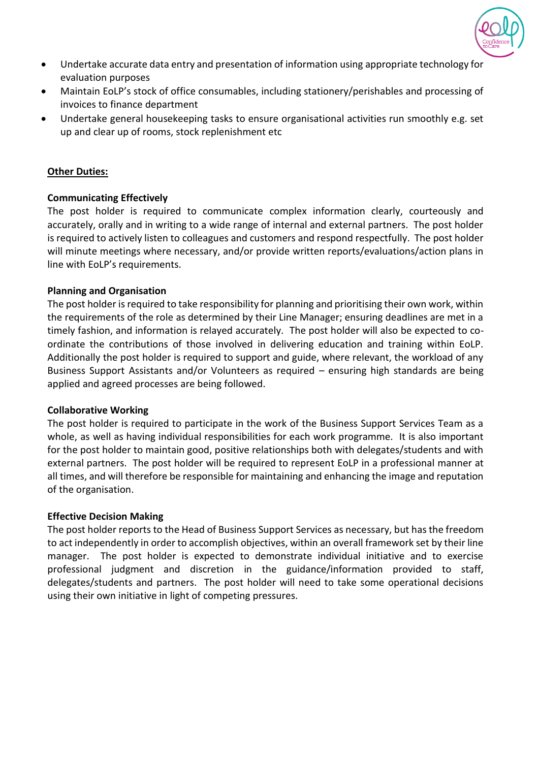- Undertake accurate data entry and presentation of information using appropriate technology for evaluation purposes
- Maintain EoLP's stock of office consumables, including stationery/perishables and processing of invoices to finance department
- Undertake general housekeeping tasks to ensure organisational activities run smoothly e.g. set up and clear up of rooms, stock replenishment etc

**Other Duties:**

**Communicating Effectively**

The post holder is required to communicate complex information clearly, courteously and accurately, orally and in writing to a wide range of internal and external partners. The post holder is required to actively listen to colleagues and customers and respond respectfully. The post holder will minute meetings where necessary, and/or provide written reports/evaluations/action plans in line with EoLP's requirements.

**Planning and Organisation**

The post holder is required to take responsibility for planning and prioritising their own work, within the requirements of the role as determined by their Line Manager; ensuring deadlines are met in a timely fashion, and information is relayed accurately. The post holder will also be expected to co-ordinate the contributions of those involved in delivering education and training within EoLP. Additionally the post holder is required to support and guide, where relevant, the workload of any Business Support Assistants and/or Volunteers as required – ensuring high standards are being applied and agreed processes are being followed.

**Collaborative Working**

The post holder is required to participate in the work of the Business Support Services Team as a whole, as well as having individual responsibilities for each work programme. It is also important for the post holder to maintain good, positive relationships both with delegates/students and with external partners. The post holder will be required to represent EoLP in a professional manner at all times, and will therefore be responsible for maintaining and enhancing the image and reputation of the organisation.

**Effective Decision Making**

The post holder reports to the Head of Business Support Services as necessary, but has the freedom to act independently in order to accomplish objectives, within an overall framework set by their line manager. The post holder is expected to demonstrate individual initiative and to exercise professional judgment and discretion in the guidance/information provided to staff, delegates/students and partners. The post holder will need to take some operational decisions using their own initiative in light of competing pressures.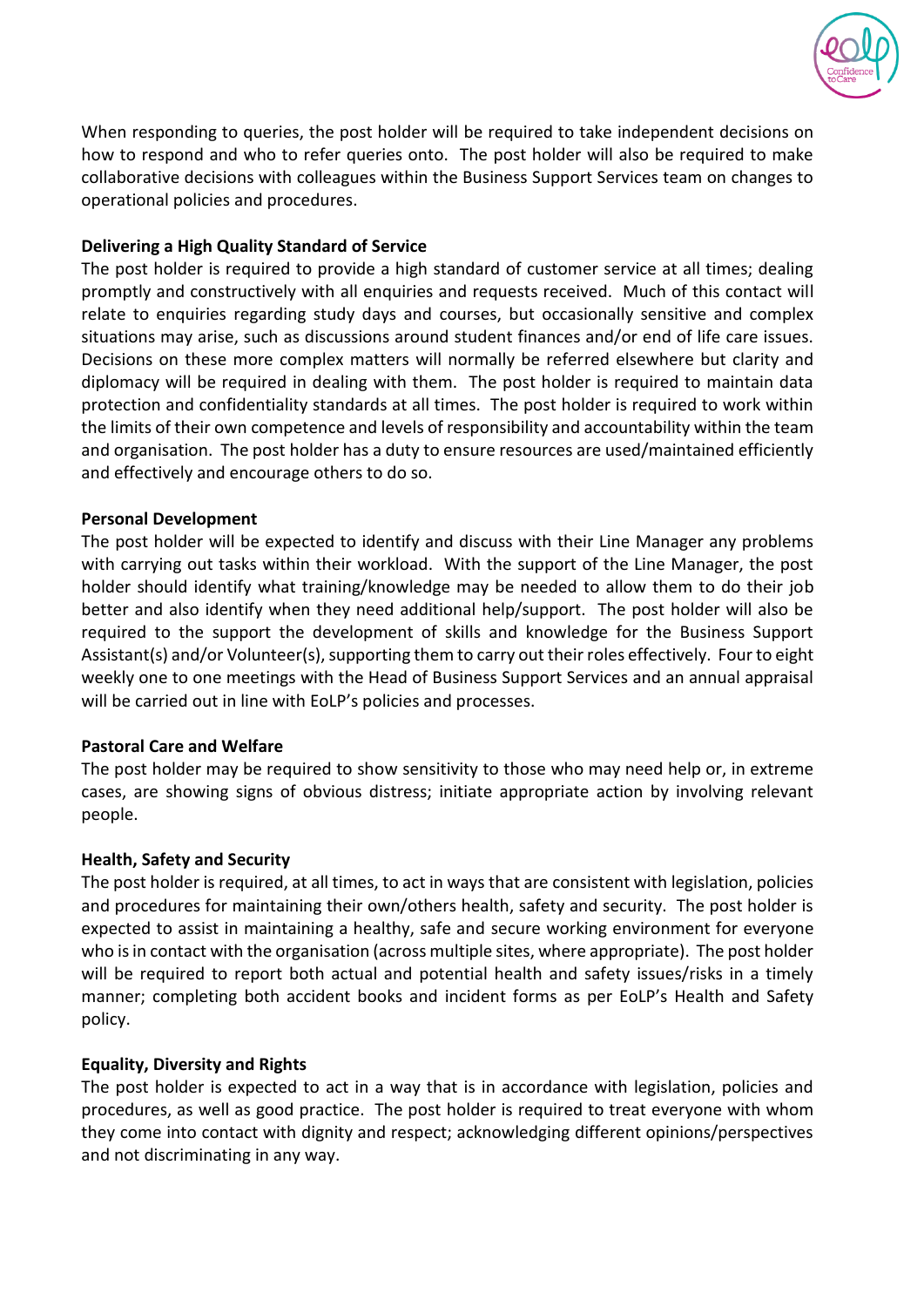When responding to queries, the post holder will be required to take independent decisions on how to respond and who to refer queries onto. The post holder will also be required to make collaborative decisions with colleagues within the Business Support Services team on changes to operational policies and procedures.

**Delivering a High Quality Standard of Service**

The post holder is required to provide a high standard of customer service at all times; dealing promptly and constructively with all enquiries and requests received. Much of this contact will relate to enquiries regarding study days and courses, but occasionally sensitive and complex situations may arise, such as discussions around student finances and/or end of life care issues. Decisions on these more complex matters will normally be referred elsewhere but clarity and diplomacy will be required in dealing with them. The post holder is required to maintain data protection and confidentiality standards at all times. The post holder is required to work within the limits of their own competence and levels of responsibility and accountability within the team and organisation. The post holder has a duty to ensure resources are used/maintained efficiently and effectively and encourage others to do so.

**Personal Development**

The post holder will be expected to identify and discuss with their Line Manager any problems with carrying out tasks within their workload. With the support of the Line Manager, the post holder should identify what training/knowledge may be needed to allow them to do their job better and also identify when they need additional help/support. The post holder will also be required to the support the development of skills and knowledge for the Business Support Assistant(s) and/or Volunteer(s), supporting them to carry out their roles effectively. Four to eight weekly one to one meetings with the Head of Business Support Services and an annual appraisal will be carried out in line with EoLP's policies and processes.

**Pastoral Care and Welfare**

The post holder may be required to show sensitivity to those who may need help or, in extreme cases, are showing signs of obvious distress; initiate appropriate action by involving relevant people.

**Health, Safety and Security**

The post holder is required, at all times, to act in ways that are consistent with legislation, policies and procedures for maintaining their own/others health, safety and security. The post holder is expected to assist in maintaining a healthy, safe and secure working environment for everyone who is in contact with the organisation (across multiple sites, where appropriate). The post holder will be required to report both actual and potential health and safety issues/risks in a timely manner; completing both accident books and incident forms as per EoLP's Health and Safety policy.

**Equality, Diversity and Rights**

The post holder is expected to act in a way that is in accordance with legislation, policies and procedures, as well as good practice. The post holder is required to treat everyone with whom they come into contact with dignity and respect; acknowledging different opinions/perspectives and not discriminating in any way.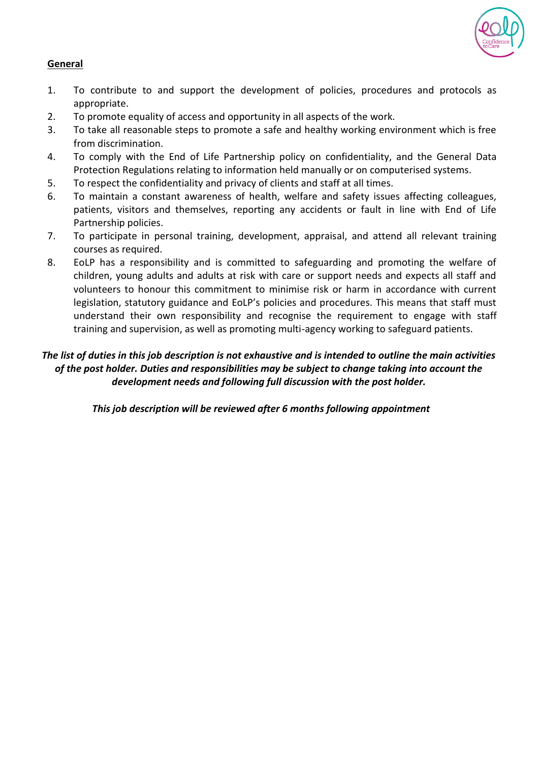**General**

1. To contribute to and support the development of policies, procedures and protocols as appropriate.
2. To promote equality of access and opportunity in all aspects of the work.
3. To take all reasonable steps to promote a safe and healthy working environment which is free from discrimination.
4. To comply with the End of Life Partnership policy on confidentiality, and the General Data Protection Regulations relating to information held manually or on computerised systems.
5. To respect the confidentiality and privacy of clients and staff at all times.
6. To maintain a constant awareness of health, welfare and safety issues affecting colleagues, patients, visitors and themselves, reporting any accidents or fault in line with End of Life Partnership policies.
7. To participate in personal training, development, appraisal, and attend all relevant training courses as required.
8. EoLP has a responsibility and is committed to safeguarding and promoting the welfare of children, young adults and adults at risk with care or support needs and expects all staff and volunteers to honour this commitment to minimise risk or harm in accordance with current legislation, statutory guidance and EoLP's policies and procedures. This means that staff must understand their own responsibility and recognise the requirement to engage with staff training and supervision, as well as promoting multi-agency working to safeguard patients.

***The list of duties in this job description is not exhaustive and is intended to outline the main activities of the post holder. Duties and responsibilities may be subject to change taking into account the development needs and following full discussion with the post holder.***

***This job description will be reviewed after 6 months following appointment***